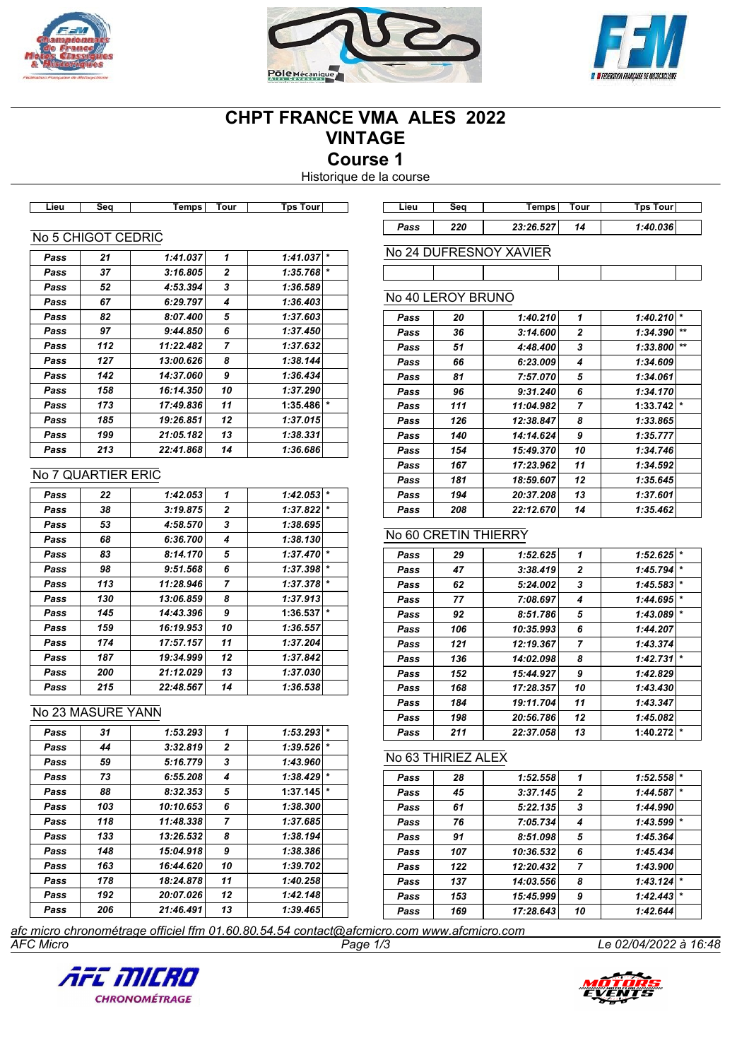# CHPT FRANCE VMA ALES 2022
# VINTAGE
# Course 1

Historique de la course

### No 5 CHIGOT CEDRIC

| Lieu | Seq | Temps | Tour | Tps Tour | |
|---|---|---|---|---|---|
| Pass | 21 | 1:41.037 | 1 | 1:41.037 | * |
| Pass | 37 | 3:16.805 | 2 | 1:35.768 | * |
| Pass | 52 | 4:53.394 | 3 | 1:36.589 | |
| Pass | 67 | 6:29.797 | 4 | 1:36.403 | |
| Pass | 82 | 8:07.400 | 5 | 1:37.603 | |
| Pass | 97 | 9:44.850 | 6 | 1:37.450 | |
| Pass | 112 | 11:22.482 | 7 | 1:37.632 | |
| Pass | 127 | 13:00.626 | 8 | 1:38.144 | |
| Pass | 142 | 14:37.060 | 9 | 1:36.434 | |
| Pass | 158 | 16:14.350 | 10 | 1:37.290 | |
| Pass | 173 | 17:49.836 | 11 | 1:35.486 | * |
| Pass | 185 | 19:26.851 | 12 | 1:37.015 | |
| Pass | 199 | 21:05.182 | 13 | 1:38.331 | |
| Pass | 213 | 22:41.868 | 14 | 1:36.686 | |

### No 7 QUARTIER ERIC

| Lieu | Seq | Temps | Tour | Tps Tour | |
|---|---|---|---|---|---|
| Pass | 22 | 1:42.053 | 1 | 1:42.053 | * |
| Pass | 38 | 3:19.875 | 2 | 1:37.822 | * |
| Pass | 53 | 4:58.570 | 3 | 1:38.695 | |
| Pass | 68 | 6:36.700 | 4 | 1:38.130 | |
| Pass | 83 | 8:14.170 | 5 | 1:37.470 | * |
| Pass | 98 | 9:51.568 | 6 | 1:37.398 | * |
| Pass | 113 | 11:28.946 | 7 | 1:37.378 | * |
| Pass | 130 | 13:06.859 | 8 | 1:37.913 | |
| Pass | 145 | 14:43.396 | 9 | 1:36.537 | * |
| Pass | 159 | 16:19.953 | 10 | 1:36.557 | |
| Pass | 174 | 17:57.157 | 11 | 1:37.204 | |
| Pass | 187 | 19:34.999 | 12 | 1:37.842 | |
| Pass | 200 | 21:12.029 | 13 | 1:37.030 | |
| Pass | 215 | 22:48.567 | 14 | 1:36.538 | |

### No 23 MASURE YANN

| Lieu | Seq | Temps | Tour | Tps Tour | |
|---|---|---|---|---|---|
| Pass | 31 | 1:53.293 | 1 | 1:53.293 | * |
| Pass | 44 | 3:32.819 | 2 | 1:39.526 | * |
| Pass | 59 | 5:16.779 | 3 | 1:43.960 | |
| Pass | 73 | 6:55.208 | 4 | 1:38.429 | * |
| Pass | 88 | 8:32.353 | 5 | 1:37.145 | * |
| Pass | 103 | 10:10.653 | 6 | 1:38.300 | |
| Pass | 118 | 11:48.338 | 7 | 1:37.685 | |
| Pass | 133 | 13:26.532 | 8 | 1:38.194 | |
| Pass | 148 | 15:04.918 | 9 | 1:38.386 | |
| Pass | 163 | 16:44.620 | 10 | 1:39.702 | |
| Pass | 178 | 18:24.878 | 11 | 1:40.258 | |
| Pass | 192 | 20:07.026 | 12 | 1:42.148 | |
| Pass | 206 | 21:46.491 | 13 | 1:39.465 | |
| Pass | 220 | 23:26.527 | 14 | 1:40.036 | |

### No 24 DUFRESNOY XAVIER

| Lieu | Seq | Temps | Tour | Tps Tour | |
|---|---|---|---|---|---|
| | | | | | |

### No 40 LEROY BRUNO

| Lieu | Seq | Temps | Tour | Tps Tour | |
|---|---|---|---|---|---|
| Pass | 20 | 1:40.210 | 1 | 1:40.210 | * |
| Pass | 36 | 3:14.600 | 2 | 1:34.390 | ** |
| Pass | 51 | 4:48.400 | 3 | 1:33.800 | ** |
| Pass | 66 | 6:23.009 | 4 | 1:34.609 | |
| Pass | 81 | 7:57.070 | 5 | 1:34.061 | |
| Pass | 96 | 9:31.240 | 6 | 1:34.170 | |
| Pass | 111 | 11:04.982 | 7 | 1:33.742 | * |
| Pass | 126 | 12:38.847 | 8 | 1:33.865 | |
| Pass | 140 | 14:14.624 | 9 | 1:35.777 | |
| Pass | 154 | 15:49.370 | 10 | 1:34.746 | |
| Pass | 167 | 17:23.962 | 11 | 1:34.592 | |
| Pass | 181 | 18:59.607 | 12 | 1:35.645 | |
| Pass | 194 | 20:37.208 | 13 | 1:37.601 | |
| Pass | 208 | 22:12.670 | 14 | 1:35.462 | |

### No 60 CRETIN THIERRY

| Lieu | Seq | Temps | Tour | Tps Tour | |
|---|---|---|---|---|---|
| Pass | 29 | 1:52.625 | 1 | 1:52.625 | * |
| Pass | 47 | 3:38.419 | 2 | 1:45.794 | * |
| Pass | 62 | 5:24.002 | 3 | 1:45.583 | * |
| Pass | 77 | 7:08.697 | 4 | 1:44.695 | * |
| Pass | 92 | 8:51.786 | 5 | 1:43.089 | * |
| Pass | 106 | 10:35.993 | 6 | 1:44.207 | |
| Pass | 121 | 12:19.367 | 7 | 1:43.374 | |
| Pass | 136 | 14:02.098 | 8 | 1:42.731 | * |
| Pass | 152 | 15:44.927 | 9 | 1:42.829 | |
| Pass | 168 | 17:28.357 | 10 | 1:43.430 | |
| Pass | 184 | 19:11.704 | 11 | 1:43.347 | |
| Pass | 198 | 20:56.786 | 12 | 1:45.082 | |
| Pass | 211 | 22:37.058 | 13 | 1:40.272 | * |

### No 63 THIRIEZ ALEX

| Lieu | Seq | Temps | Tour | Tps Tour | |
|---|---|---|---|---|---|
| Pass | 28 | 1:52.558 | 1 | 1:52.558 | * |
| Pass | 45 | 3:37.145 | 2 | 1:44.587 | * |
| Pass | 61 | 5:22.135 | 3 | 1:44.990 | |
| Pass | 76 | 7:05.734 | 4 | 1:43.599 | * |
| Pass | 91 | 8:51.098 | 5 | 1:45.364 | |
| Pass | 107 | 10:36.532 | 6 | 1:45.434 | |
| Pass | 122 | 12:20.432 | 7 | 1:43.900 | |
| Pass | 137 | 14:03.556 | 8 | 1:43.124 | * |
| Pass | 153 | 15:45.999 | 9 | 1:42.443 | * |
| Pass | 169 | 17:28.643 | 10 | 1:42.644 | |

*afc micro chronométrage officiel ffm 01.60.80.54.54 contact@afcmicro.com www.afcmicro.com*

*AFC Micro* — *Le 02/04/2022 à 16:48*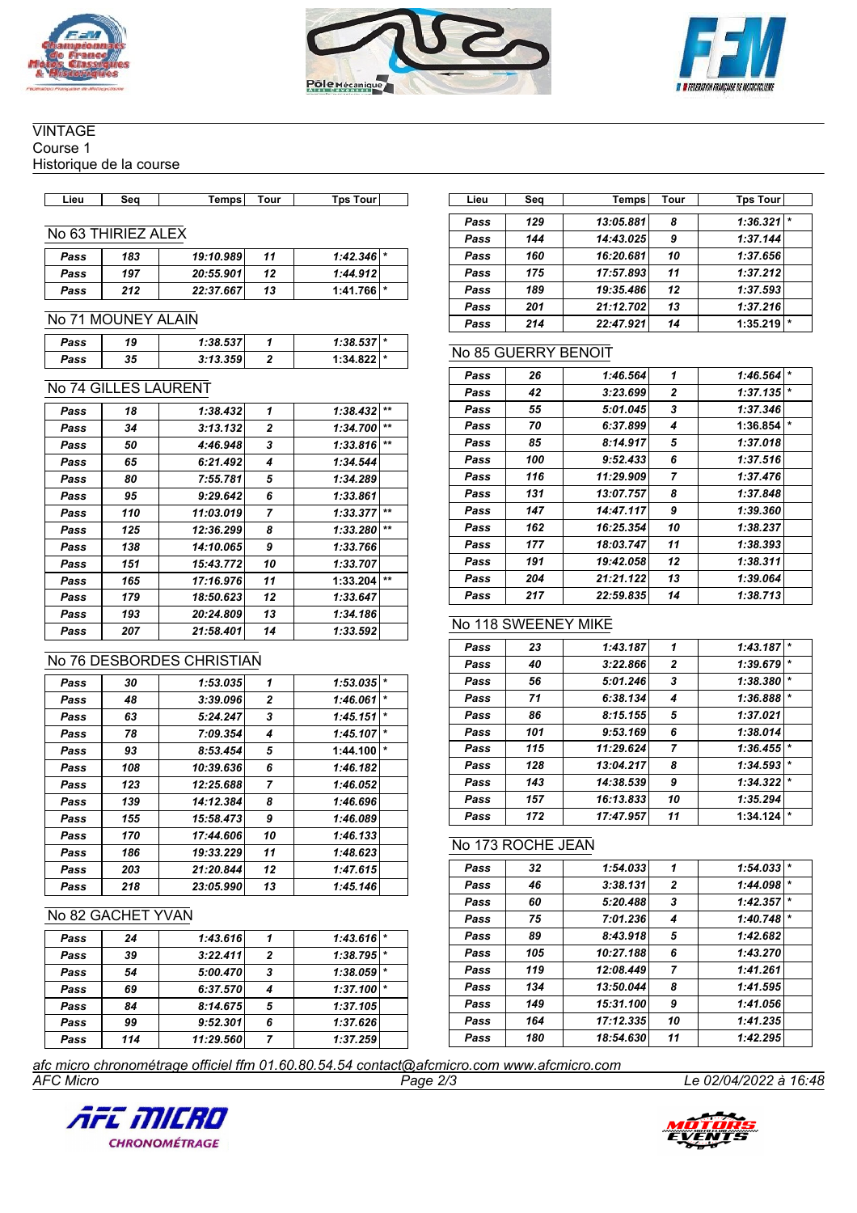VINTAGE
Course 1
Historique de la course

| Lieu | Seq | Temps | Tour | Tps Tour | |
|---|---|---|---|---|---|

## No 63 THIRIEZ ALEX

| Lieu | Seq | Temps | Tour | Tps Tour | |
|---|---|---|---|---|---|
| Pass | 183 | 19:10.989 | 11 | 1:42.346 | * |
| Pass | 197 | 20:55.901 | 12 | 1:44.912 | |
| Pass | 212 | 22:37.667 | 13 | 1:41.766 | * |

## No 71 MOUNEY ALAIN

| Lieu | Seq | Temps | Tour | Tps Tour | |
|---|---|---|---|---|---|
| Pass | 19 | 1:38.537 | 1 | 1:38.537 | * |
| Pass | 35 | 3:13.359 | 2 | 1:34.822 | * |

## No 74 GILLES LAURENT

| Lieu | Seq | Temps | Tour | Tps Tour | |
|---|---|---|---|---|---|
| Pass | 18 | 1:38.432 | 1 | 1:38.432 | ** |
| Pass | 34 | 3:13.132 | 2 | 1:34.700 | ** |
| Pass | 50 | 4:46.948 | 3 | 1:33.816 | ** |
| Pass | 65 | 6:21.492 | 4 | 1:34.544 | |
| Pass | 80 | 7:55.781 | 5 | 1:34.289 | |
| Pass | 95 | 9:29.642 | 6 | 1:33.861 | |
| Pass | 110 | 11:03.019 | 7 | 1:33.377 | ** |
| Pass | 125 | 12:36.299 | 8 | 1:33.280 | ** |
| Pass | 138 | 14:10.065 | 9 | 1:33.766 | |
| Pass | 151 | 15:43.772 | 10 | 1:33.707 | |
| Pass | 165 | 17:16.976 | 11 | 1:33.204 | ** |
| Pass | 179 | 18:50.623 | 12 | 1:33.647 | |
| Pass | 193 | 20:24.809 | 13 | 1:34.186 | |
| Pass | 207 | 21:58.401 | 14 | 1:33.592 | |

## No 76 DESBORDES CHRISTIAN

| Lieu | Seq | Temps | Tour | Tps Tour | |
|---|---|---|---|---|---|
| Pass | 30 | 1:53.035 | 1 | 1:53.035 | * |
| Pass | 48 | 3:39.096 | 2 | 1:46.061 | * |
| Pass | 63 | 5:24.247 | 3 | 1:45.151 | * |
| Pass | 78 | 7:09.354 | 4 | 1:45.107 | * |
| Pass | 93 | 8:53.454 | 5 | 1:44.100 | * |
| Pass | 108 | 10:39.636 | 6 | 1:46.182 | |
| Pass | 123 | 12:25.688 | 7 | 1:46.052 | |
| Pass | 139 | 14:12.384 | 8 | 1:46.696 | |
| Pass | 155 | 15:58.473 | 9 | 1:46.089 | |
| Pass | 170 | 17:44.606 | 10 | 1:46.133 | |
| Pass | 186 | 19:33.229 | 11 | 1:48.623 | |
| Pass | 203 | 21:20.844 | 12 | 1:47.615 | |
| Pass | 218 | 23:05.990 | 13 | 1:45.146 | |

## No 82 GACHET YVAN

| Lieu | Seq | Temps | Tour | Tps Tour | |
|---|---|---|---|---|---|
| Pass | 24 | 1:43.616 | 1 | 1:43.616 | * |
| Pass | 39 | 3:22.411 | 2 | 1:38.795 | * |
| Pass | 54 | 5:00.470 | 3 | 1:38.059 | * |
| Pass | 69 | 6:37.570 | 4 | 1:37.100 | * |
| Pass | 84 | 8:14.675 | 5 | 1:37.105 | |
| Pass | 99 | 9:52.301 | 6 | 1:37.626 | |
| Pass | 114 | 11:29.560 | 7 | 1:37.259 | |
| Pass | 129 | 13:05.881 | 8 | 1:36.321 | * |
| Pass | 144 | 14:43.025 | 9 | 1:37.144 | |
| Pass | 160 | 16:20.681 | 10 | 1:37.656 | |
| Pass | 175 | 17:57.893 | 11 | 1:37.212 | |
| Pass | 189 | 19:35.486 | 12 | 1:37.593 | |
| Pass | 201 | 21:12.702 | 13 | 1:37.216 | |
| Pass | 214 | 22:47.921 | 14 | 1:35.219 | * |

## No 85 GUERRY BENOIT

| Lieu | Seq | Temps | Tour | Tps Tour | |
|---|---|---|---|---|---|
| Pass | 26 | 1:46.564 | 1 | 1:46.564 | * |
| Pass | 42 | 3:23.699 | 2 | 1:37.135 | * |
| Pass | 55 | 5:01.045 | 3 | 1:37.346 | |
| Pass | 70 | 6:37.899 | 4 | 1:36.854 | * |
| Pass | 85 | 8:14.917 | 5 | 1:37.018 | |
| Pass | 100 | 9:52.433 | 6 | 1:37.516 | |
| Pass | 116 | 11:29.909 | 7 | 1:37.476 | |
| Pass | 131 | 13:07.757 | 8 | 1:37.848 | |
| Pass | 147 | 14:47.117 | 9 | 1:39.360 | |
| Pass | 162 | 16:25.354 | 10 | 1:38.237 | |
| Pass | 177 | 18:03.747 | 11 | 1:38.393 | |
| Pass | 191 | 19:42.058 | 12 | 1:38.311 | |
| Pass | 204 | 21:21.122 | 13 | 1:39.064 | |
| Pass | 217 | 22:59.835 | 14 | 1:38.713 | |

## No 118 SWEENEY MIKE

| Lieu | Seq | Temps | Tour | Tps Tour | |
|---|---|---|---|---|---|
| Pass | 23 | 1:43.187 | 1 | 1:43.187 | * |
| Pass | 40 | 3:22.866 | 2 | 1:39.679 | * |
| Pass | 56 | 5:01.246 | 3 | 1:38.380 | * |
| Pass | 71 | 6:38.134 | 4 | 1:36.888 | * |
| Pass | 86 | 8:15.155 | 5 | 1:37.021 | |
| Pass | 101 | 9:53.169 | 6 | 1:38.014 | |
| Pass | 115 | 11:29.624 | 7 | 1:36.455 | * |
| Pass | 128 | 13:04.217 | 8 | 1:34.593 | * |
| Pass | 143 | 14:38.539 | 9 | 1:34.322 | * |
| Pass | 157 | 16:13.833 | 10 | 1:35.294 | |
| Pass | 172 | 17:47.957 | 11 | 1:34.124 | * |

## No 173 ROCHE JEAN

| Lieu | Seq | Temps | Tour | Tps Tour | |
|---|---|---|---|---|---|
| Pass | 32 | 1:54.033 | 1 | 1:54.033 | * |
| Pass | 46 | 3:38.131 | 2 | 1:44.098 | * |
| Pass | 60 | 5:20.488 | 3 | 1:42.357 | * |
| Pass | 75 | 7:01.236 | 4 | 1:40.748 | * |
| Pass | 89 | 8:43.918 | 5 | 1:42.682 | |
| Pass | 105 | 10:27.188 | 6 | 1:43.270 | |
| Pass | 119 | 12:08.449 | 7 | 1:41.261 | |
| Pass | 134 | 13:50.044 | 8 | 1:41.595 | |
| Pass | 149 | 15:31.100 | 9 | 1:41.056 | |
| Pass | 164 | 17:12.335 | 10 | 1:41.235 | |
| Pass | 180 | 18:54.630 | 11 | 1:42.295 | |

*afc micro chronométrage officiel ffm 01.60.80.54.54 contact@afcmicro.com www.afcmicro.com*
AFC Micro — Le 02/04/2022 à 16:48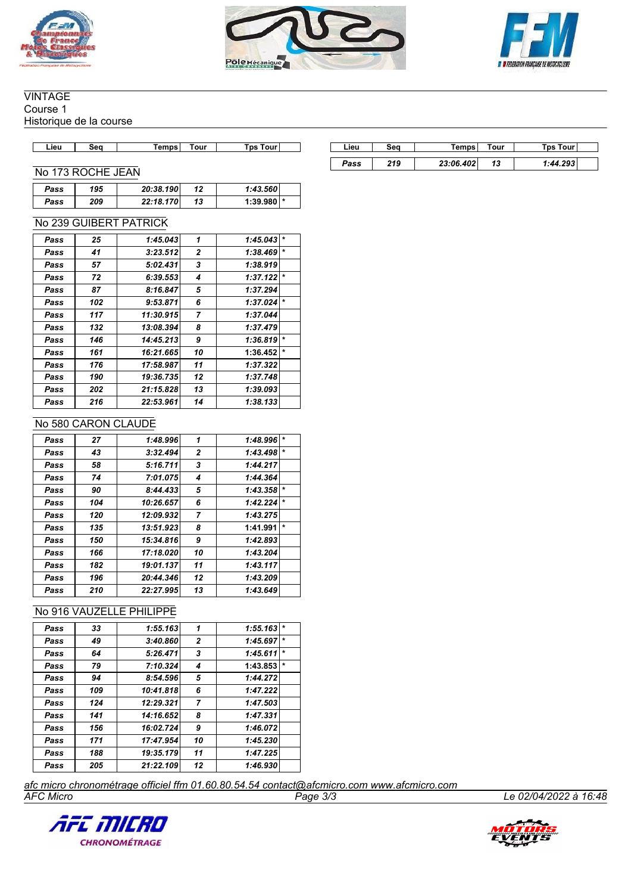VINTAGE
Course 1
Historique de la course

| Lieu | Seq | Temps | Tour | Tps Tour | |
|---|---|---|---|---|---|

## No 173 ROCHE JEAN

| Lieu | Seq | Temps | Tour | Tps Tour | |
|---|---|---|---|---|---|
| Pass | 195 | 20:38.190 | 12 | 1:43.560 | |
| Pass | 209 | 22:18.170 | 13 | 1:39.980 | * |

## No 239 GUIBERT PATRICK

| Lieu | Seq | Temps | Tour | Tps Tour | |
|---|---|---|---|---|---|
| Pass | 25 | 1:45.043 | 1 | 1:45.043 | * |
| Pass | 41 | 3:23.512 | 2 | 1:38.469 | * |
| Pass | 57 | 5:02.431 | 3 | 1:38.919 | |
| Pass | 72 | 6:39.553 | 4 | 1:37.122 | * |
| Pass | 87 | 8:16.847 | 5 | 1:37.294 | |
| Pass | 102 | 9:53.871 | 6 | 1:37.024 | * |
| Pass | 117 | 11:30.915 | 7 | 1:37.044 | |
| Pass | 132 | 13:08.394 | 8 | 1:37.479 | |
| Pass | 146 | 14:45.213 | 9 | 1:36.819 | * |
| Pass | 161 | 16:21.665 | 10 | 1:36.452 | * |
| Pass | 176 | 17:58.987 | 11 | 1:37.322 | |
| Pass | 190 | 19:36.735 | 12 | 1:37.748 | |
| Pass | 202 | 21:15.828 | 13 | 1:39.093 | |
| Pass | 216 | 22:53.961 | 14 | 1:38.133 | |

## No 580 CARON CLAUDE

| Lieu | Seq | Temps | Tour | Tps Tour | |
|---|---|---|---|---|---|
| Pass | 27 | 1:48.996 | 1 | 1:48.996 | * |
| Pass | 43 | 3:32.494 | 2 | 1:43.498 | * |
| Pass | 58 | 5:16.711 | 3 | 1:44.217 | |
| Pass | 74 | 7:01.075 | 4 | 1:44.364 | |
| Pass | 90 | 8:44.433 | 5 | 1:43.358 | * |
| Pass | 104 | 10:26.657 | 6 | 1:42.224 | * |
| Pass | 120 | 12:09.932 | 7 | 1:43.275 | |
| Pass | 135 | 13:51.923 | 8 | 1:41.991 | * |
| Pass | 150 | 15:34.816 | 9 | 1:42.893 | |
| Pass | 166 | 17:18.020 | 10 | 1:43.204 | |
| Pass | 182 | 19:01.137 | 11 | 1:43.117 | |
| Pass | 196 | 20:44.346 | 12 | 1:43.209 | |
| Pass | 210 | 22:27.995 | 13 | 1:43.649 | |

## No 916 VAUZELLE PHILIPPE

| Lieu | Seq | Temps | Tour | Tps Tour | |
|---|---|---|---|---|---|
| Pass | 33 | 1:55.163 | 1 | 1:55.163 | * |
| Pass | 49 | 3:40.860 | 2 | 1:45.697 | * |
| Pass | 64 | 5:26.471 | 3 | 1:45.611 | * |
| Pass | 79 | 7:10.324 | 4 | 1:43.853 | * |
| Pass | 94 | 8:54.596 | 5 | 1:44.272 | |
| Pass | 109 | 10:41.818 | 6 | 1:47.222 | |
| Pass | 124 | 12:29.321 | 7 | 1:47.503 | |
| Pass | 141 | 14:16.652 | 8 | 1:47.331 | |
| Pass | 156 | 16:02.724 | 9 | 1:46.072 | |
| Pass | 171 | 17:47.954 | 10 | 1:45.230 | |
| Pass | 188 | 19:35.179 | 11 | 1:47.225 | |
| Pass | 205 | 21:22.109 | 12 | 1:46.930 | |

| Lieu | Seq | Temps | Tour | Tps Tour | |
|---|---|---|---|---|---|
| Pass | 219 | 23:06.402 | 13 | 1:44.293 | |

*afc micro chronométrage officiel ffm 01.60.80.54.54 contact@afcmicro.com www.afcmicro.com*

*AFC Micro* *Le 02/04/2022 à 16:48*